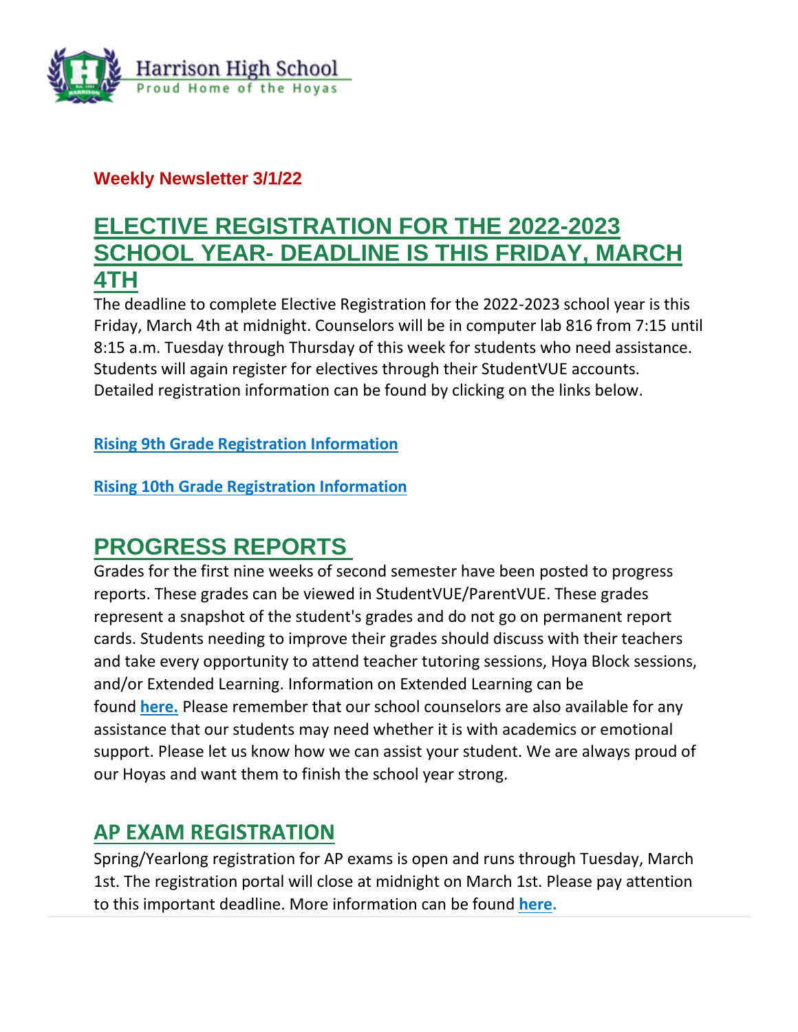Harrison High School
Proud Home of the Hoyas

**Weekly Newsletter 3/1/22**

# ELECTIVE REGISTRATION FOR THE 2022-2023 SCHOOL YEAR- DEADLINE IS THIS FRIDAY, MARCH 4TH

The deadline to complete Elective Registration for the 2022-2023 school year is this Friday, March 4th at midnight. Counselors will be in computer lab 816 from 7:15 until 8:15 a.m. Tuesday through Thursday of this week for students who need assistance. Students will again register for electives through their StudentVUE accounts. Detailed registration information can be found by clicking on the links below.

**Rising 9th Grade Registration Information**

**Rising 10th Grade Registration Information**

# PROGRESS REPORTS

Grades for the first nine weeks of second semester have been posted to progress reports. These grades can be viewed in StudentVUE/ParentVUE. These grades represent a snapshot of the student's grades and do not go on permanent report cards. Students needing to improve their grades should discuss with their teachers and take every opportunity to attend teacher tutoring sessions, Hoya Block sessions, and/or Extended Learning. Information on Extended Learning can be found **here.** Please remember that our school counselors are also available for any assistance that our students may need whether it is with academics or emotional support. Please let us know how we can assist your student. We are always proud of our Hoyas and want them to finish the school year strong.

## AP EXAM REGISTRATION

Spring/Yearlong registration for AP exams is open and runs through Tuesday, March 1st. The registration portal will close at midnight on March 1st. Please pay attention to this important deadline. More information can be found **here.**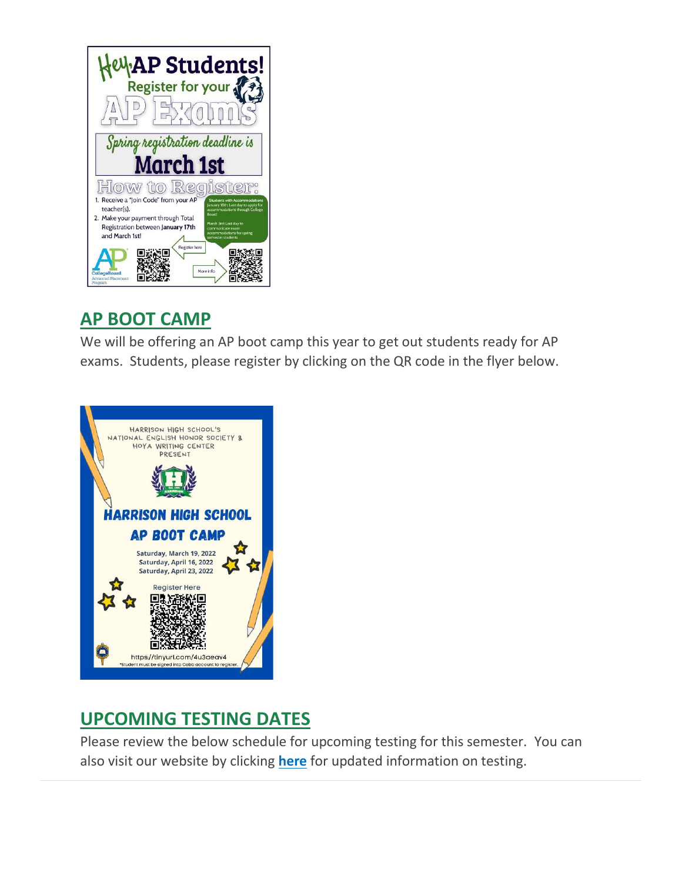Hey AP Students!

Register for your AP Exams

Spring registration deadline is March 1st

How to Register:

1. Receive a "Join Code" from your AP teacher(s).
2. Make your payment through Total Registration between January 17th and March 1st!

Students with Accommodations

January 18th: Last day to apply for accommodations through College Board

March 1st: Last day to communicate exam accommodations for spring semester students

Register here

More info

## AP BOOT CAMP

We will be offering an AP boot camp this year to get out students ready for AP exams. Students, please register by clicking on the QR code in the flyer below.

HARRISON HIGH SCHOOL'S NATIONAL ENGLISH HONOR SOCIETY & HOYA WRITING CENTER PRESENT

HARRISON HIGH SCHOOL AP BOOT CAMP

Saturday, March 19, 2022
Saturday, April 16, 2022
Saturday, April 23, 2022

Register Here

https://tinyurl.com/4u3aeav4

*Student must be signed into Cobb account to register.

## UPCOMING TESTING DATES

Please review the below schedule for upcoming testing for this semester. You can also visit our website by clicking **here** for updated information on testing.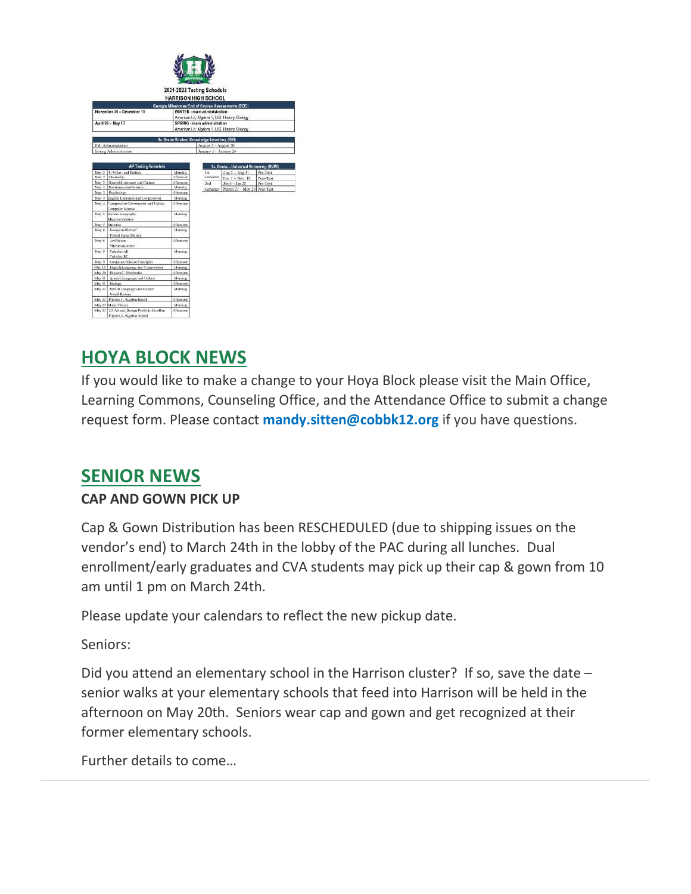2021-2022 Testing Schedule

HARRISON HIGH SCHOOL

| Georgia Milestones End of Course Assessments (EOC) | |
|---|---|
| November 24 – December 13 | WINTER - main administration<br>American Lit, Algebra 1, U.S. History, Biology |
| April 26 – May 17 | SPRING - main administration<br>American Lit, Algebra 1, U.S. History, Biology |

| 9th Grade Student Knowledge Inventory (SKI) | |
|---|---|
| Fall Administration | August 2 – August 20 |
| Spring Administration | January 5 – January 26 |

| AP Testing Schedule | | |
|---|---|---|
| May 2 | U.S Gov. and Politics | Morning |
| May 2 | Chemistry | Afternoon |
| May 2 | Spanish Literature and Culture | Afternoon |
| May 3 | Environmental Science | Morning |
| May 3 | Psychology | Afternoon |
| May 4 | English Literature and Composition | Morning |
| May 4 | Comparative Government and Politics<br>Computer Science | Afternoon |
| May 5 | Human Geography<br>Macroeconomics | Morning |
| May 5 | Statistics | Afternoon |
| May 6 | European History/<br>United States History | Morning |
| May 6 | Art History<br>Microeconomics | Afternoon |
| May 9 | Calculus AB<br>Calculus BC | Morning |
| May 9 | Computer Science Principles | Afternoon |
| May 10 | English Language and Composition | Morning |
| May 10 | Physics C: Mechanics | Afternoon |
| May 11 | Spanish Language and Culture | Morning |
| May 11 | Biology | Afternoon |
| May 12 | French Language and Culture<br>World History | Morning |
| May 12 | Physics 1: Algebra-based | Afternoon |
| May 13 | Music Theory | Morning |
| May 13 | 2D Art and Design Portfolio Deadline<br>Physics 2: Algebra-based | Afternoon |

| 9th Grade – Universal Screening (RI/MI) | | |
|---|---|---|
| 1st semester | Aug 2 – Aug 31 | Pre-Test |
| | Nov 1 – Nov. 19 | Post-Test |
| 2nd semester | Jan 5 – Jan 28 | Pre-Test |
| | March 21 – May 20 | Post-Test |

## HOYA BLOCK NEWS

If you would like to make a change to your Hoya Block please visit the Main Office, Learning Commons, Counseling Office, and the Attendance Office to submit a change request form. Please contact **mandy.sitten@cobbk12.org** if you have questions.

## SENIOR NEWS

### CAP AND GOWN PICK UP

Cap & Gown Distribution has been RESCHEDULED (due to shipping issues on the vendor's end) to March 24th in the lobby of the PAC during all lunches. Dual enrollment/early graduates and CVA students may pick up their cap & gown from 10 am until 1 pm on March 24th.

Please update your calendars to reflect the new pickup date.

Seniors:

Did you attend an elementary school in the Harrison cluster? If so, save the date – senior walks at your elementary schools that feed into Harrison will be held in the afternoon on May 20th. Seniors wear cap and gown and get recognized at their former elementary schools.

Further details to come…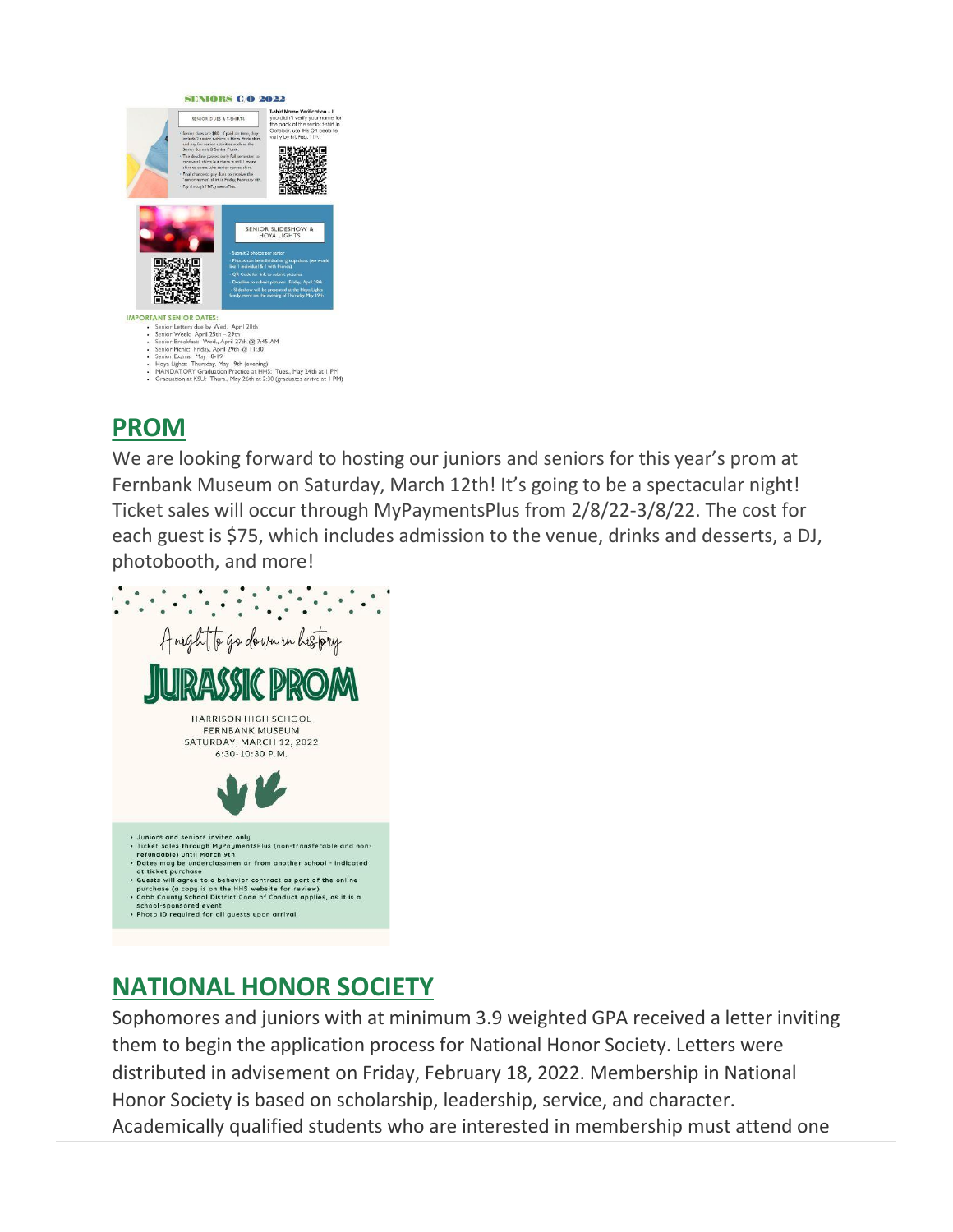SENIORS C/O 2022

SENIOR DUES & T-SHIRTS

- Senior dues are $40. If paid on time, they include 2 senior t-shirts, a Hoya Pride shirt, and pay for senior activities such as the Senior Sunrise & Senior Picnic.
- The deadline passed early Fall semester to receive all shirts but there is still 1 more shirt to come...the senior names shirt.
- Final chance to pay dues to receive the "senior names" shirt is Friday, February 4th.
- Pay through MyPaymentsPlus.

T-shirt Name Verification – If you didn't verify your name for the back of the senior t-shirt in October, use the QR code to verify by Fri, Feb. 11th.

SENIOR SLIDESHOW & HOYA LIGHTS

- Submit 2 photos per senior
- Photos can be individual or group shots (we would like 1 individual & 1 with friends)
- QR Code for link to submit pictures
- Deadline to submit pictures: Friday, April 29th
- Slideshow will be presented at the Hoya Lights family event on the evening of Thursday, May 19th

IMPORTANT SENIOR DATES:

- Senior Letters due by Wed. April 20th
- Senior Week: April 25th – 29th
- Senior Breakfast: Wed., April 27th @ 7:45 AM
- Senior Picnic: Friday, April 29th @ 11:30
- Senior Exams: May 18-19
- Hoya Lights: Thursday, May 19th (evening)
- MANDATORY Graduation Practice at HHS: Tues., May 24th at 1 PM
- Graduation at KSU: Thurs., May 26th at 2:30 (graduates arrive at 1 PM)

## PROM

We are looking forward to hosting our juniors and seniors for this year's prom at Fernbank Museum on Saturday, March 12th! It's going to be a spectacular night! Ticket sales will occur through MyPaymentsPlus from 2/8/22-3/8/22. The cost for each guest is $75, which includes admission to the venue, drinks and desserts, a DJ, photobooth, and more!

A night to go down in history

JURASSIC PROM

HARRISON HIGH SCHOOL
FERNBANK MUSEUM
SATURDAY, MARCH 12, 2022
6:30-10:30 P.M.

- Juniors and seniors invited only
- Ticket sales through MyPaymentsPlus (non-transferable and non-refundable) until March 9th
- Dates may be underclassmen or from another school - indicated at ticket purchase
- Guests will agree to a behavior contract as part of the online purchase (a copy is on the HHS website for review)
- Cobb County School District Code of Conduct applies, as it is a school-sponsored event
- Photo ID required for all guests upon arrival

## NATIONAL HONOR SOCIETY

Sophomores and juniors with at minimum 3.9 weighted GPA received a letter inviting them to begin the application process for National Honor Society. Letters were distributed in advisement on Friday, February 18, 2022. Membership in National Honor Society is based on scholarship, leadership, service, and character. Academically qualified students who are interested in membership must attend one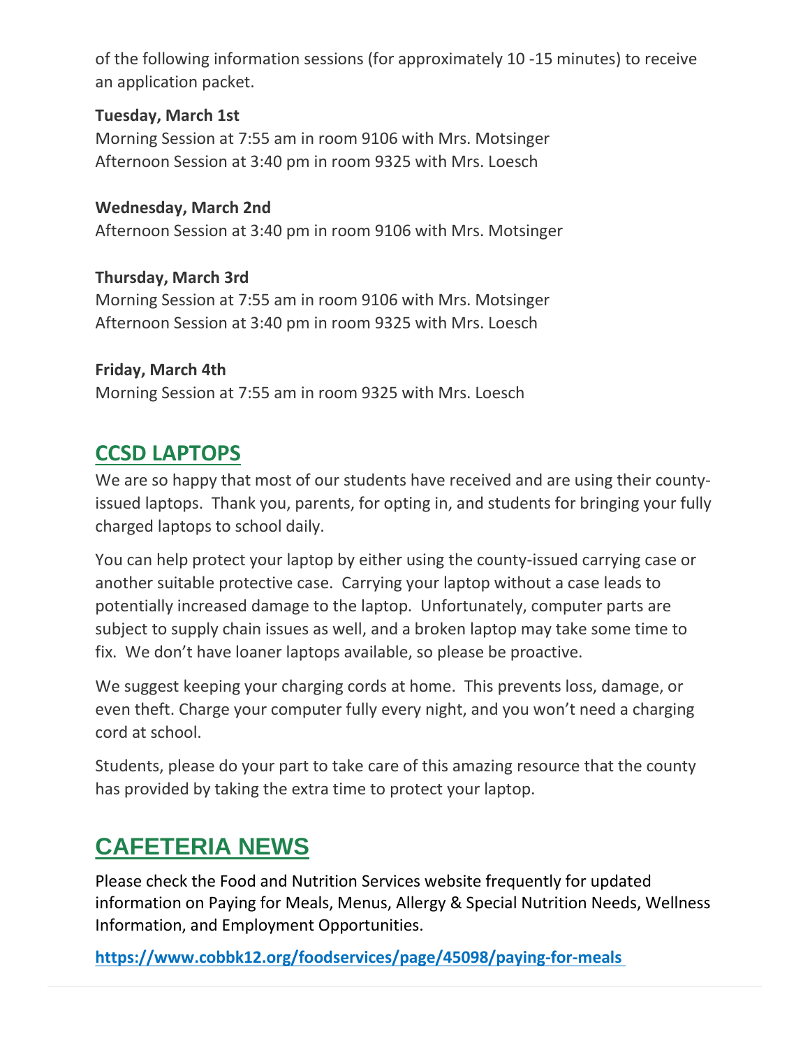of the following information sessions (for approximately 10 -15 minutes) to receive an application packet.

**Tuesday, March 1st**
Morning Session at 7:55 am in room 9106 with Mrs. Motsinger
Afternoon Session at 3:40 pm in room 9325 with Mrs. Loesch

**Wednesday, March 2nd**
Afternoon Session at 3:40 pm in room 9106 with Mrs. Motsinger

**Thursday, March 3rd**
Morning Session at 7:55 am in room 9106 with Mrs. Motsinger
Afternoon Session at 3:40 pm in room 9325 with Mrs. Loesch

**Friday, March 4th**
Morning Session at 7:55 am in room 9325 with Mrs. Loesch

## CCSD LAPTOPS

We are so happy that most of our students have received and are using their county-issued laptops. Thank you, parents, for opting in, and students for bringing your fully charged laptops to school daily.

You can help protect your laptop by either using the county-issued carrying case or another suitable protective case. Carrying your laptop without a case leads to potentially increased damage to the laptop. Unfortunately, computer parts are subject to supply chain issues as well, and a broken laptop may take some time to fix. We don't have loaner laptops available, so please be proactive.

We suggest keeping your charging cords at home. This prevents loss, damage, or even theft. Charge your computer fully every night, and you won't need a charging cord at school.

Students, please do your part to take care of this amazing resource that the county has provided by taking the extra time to protect your laptop.

# CAFETERIA NEWS

Please check the Food and Nutrition Services website frequently for updated information on Paying for Meals, Menus, Allergy & Special Nutrition Needs, Wellness Information, and Employment Opportunities.

**https://www.cobbk12.org/foodservices/page/45098/paying-for-meals**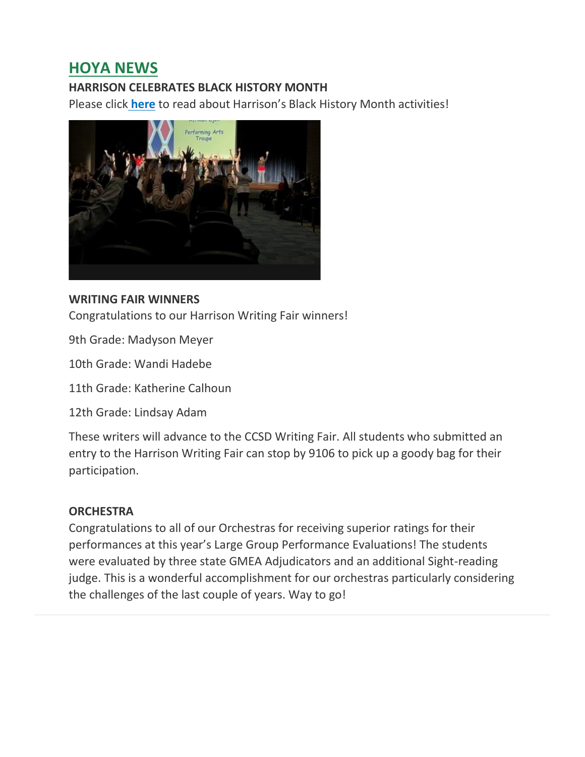## HOYA NEWS

**HARRISON CELEBRATES BLACK HISTORY MONTH**

Please click **here** to read about Harrison's Black History Month activities!

**WRITING FAIR WINNERS**

Congratulations to our Harrison Writing Fair winners!

9th Grade: Madyson Meyer

10th Grade: Wandi Hadebe

11th Grade: Katherine Calhoun

12th Grade: Lindsay Adam

These writers will advance to the CCSD Writing Fair. All students who submitted an entry to the Harrison Writing Fair can stop by 9106 to pick up a goody bag for their participation.

**ORCHESTRA**

Congratulations to all of our Orchestras for receiving superior ratings for their performances at this year's Large Group Performance Evaluations! The students were evaluated by three state GMEA Adjudicators and an additional Sight-reading judge. This is a wonderful accomplishment for our orchestras particularly considering the challenges of the last couple of years. Way to go!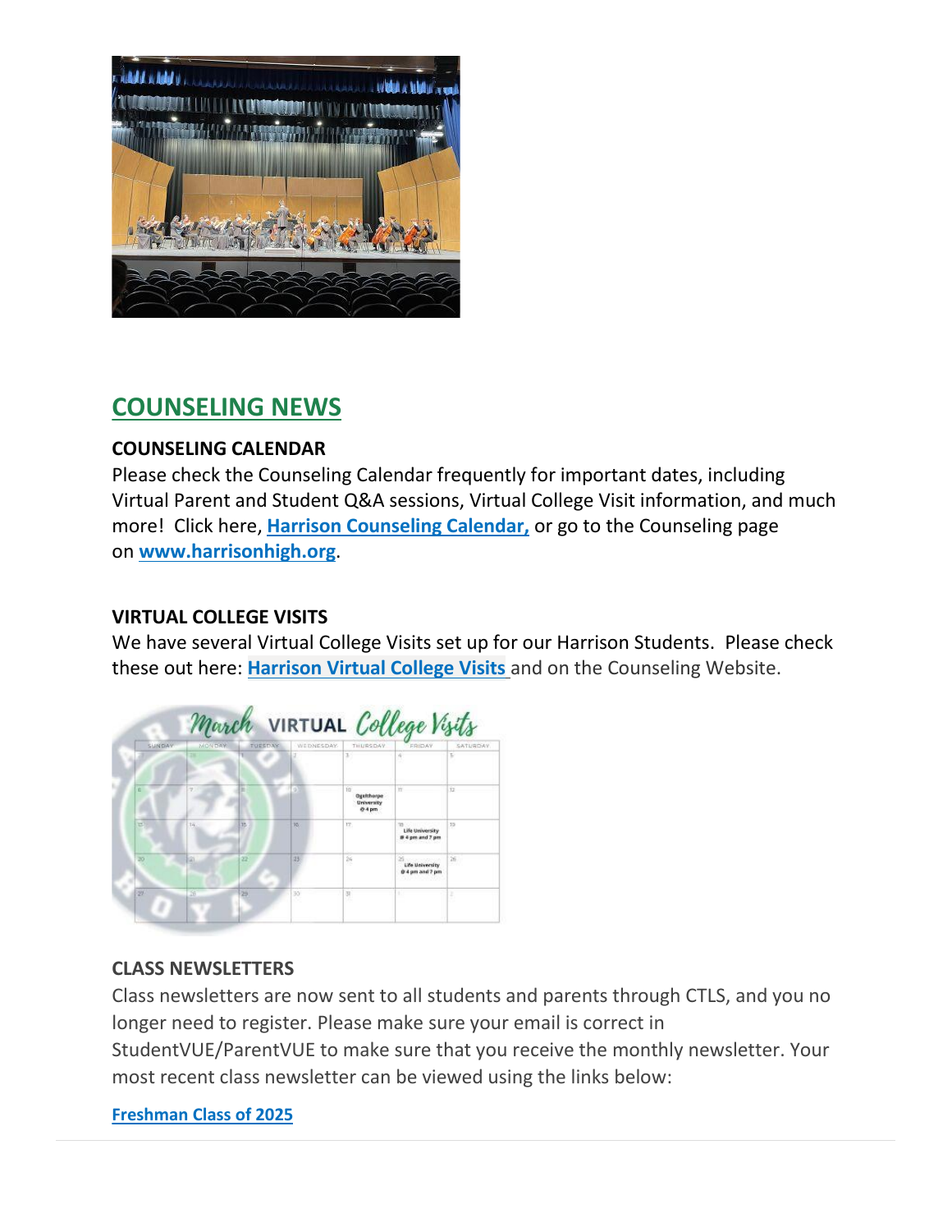## COUNSELING NEWS

**COUNSELING CALENDAR**

Please check the Counseling Calendar frequently for important dates, including Virtual Parent and Student Q&A sessions, Virtual College Visit information, and much more! Click here, **Harrison Counseling Calendar,** or go to the Counseling page on **www.harrisonhigh.org**.

**VIRTUAL COLLEGE VISITS**

We have several Virtual College Visits set up for our Harrison Students. Please check these out here: **Harrison Virtual College Visits** and on the Counseling Website.

**CLASS NEWSLETTERS**

Class newsletters are now sent to all students and parents through CTLS, and you no longer need to register. Please make sure your email is correct in StudentVUE/ParentVUE to make sure that you receive the monthly newsletter. Your most recent class newsletter can be viewed using the links below:

**Freshman Class of 2025**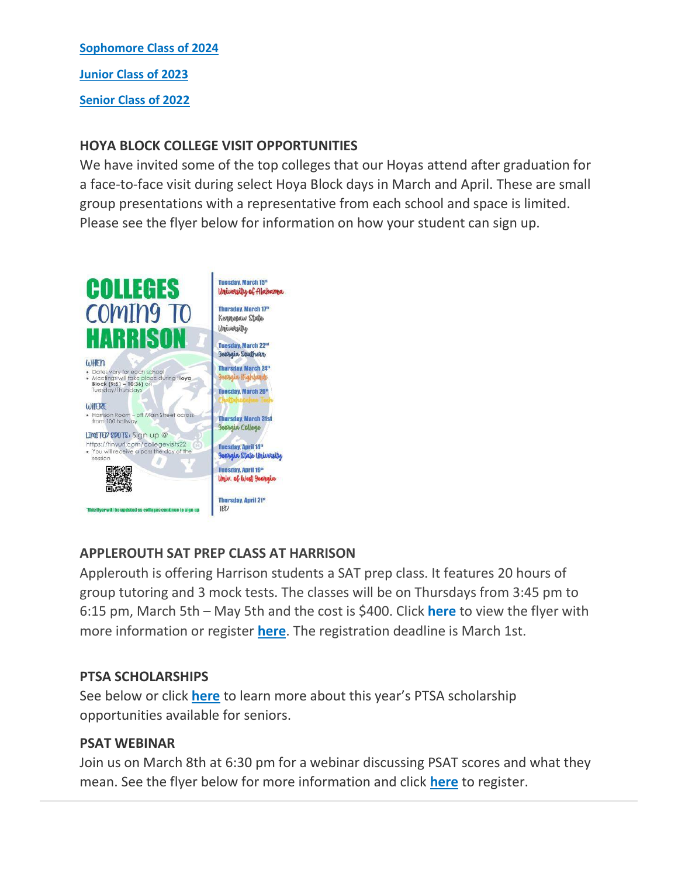[Sophomore Class of 2024]

[Junior Class of 2023]

[Senior Class of 2022]

**HOYA BLOCK COLLEGE VISIT OPPORTUNITIES**

We have invited some of the top colleges that our Hoyas attend after graduation for a face-to-face visit during select Hoya Block days in March and April. These are small group presentations with a representative from each school and space is limited. Please see the flyer below for information on how your student can sign up.

**COLLEGES COMING TO HARRISON**

WHEN
- Dates vary for each school
- Meetings will take place during **Hoya Block (9:51 – 10:36)** on Tuesday/Thursdays

WHERE
- Harrison Room – off Main Street across from 100 hallway

LIMITED SPOTS: Sign up @ https://tinyurl.com/collegevisits22
- You will receive a pass the day of the session

*This flyer will be updated as colleges continue to sign up

Tuesday, March 15th – University of Alabama

Thursday, March 17th – Kennesaw State University

Tuesday, March 22nd – Georgia Southern

Thursday, March 24th – Georgia Highlands

Tuesday, March 29th – Chattahoochee Tech

Thursday, March 31st – Georgia College

Tuesday, April 14th – Georgia State University

Tuesday, April 19th – Univ. of West Georgia

Thursday, April 21st – TBD

**APPLEROUTH SAT PREP CLASS AT HARRISON**

Applerouth is offering Harrison students a SAT prep class. It features 20 hours of group tutoring and 3 mock tests. The classes will be on Thursdays from 3:45 pm to 6:15 pm, March 5th – May 5th and the cost is $400. Click **here** to view the flyer with more information or register **here**. The registration deadline is March 1st.

**PTSA SCHOLARSHIPS**

See below or click **here** to learn more about this year's PTSA scholarship opportunities available for seniors.

**PSAT WEBINAR**

Join us on March 8th at 6:30 pm for a webinar discussing PSAT scores and what they mean. See the flyer below for more information and click **here** to register.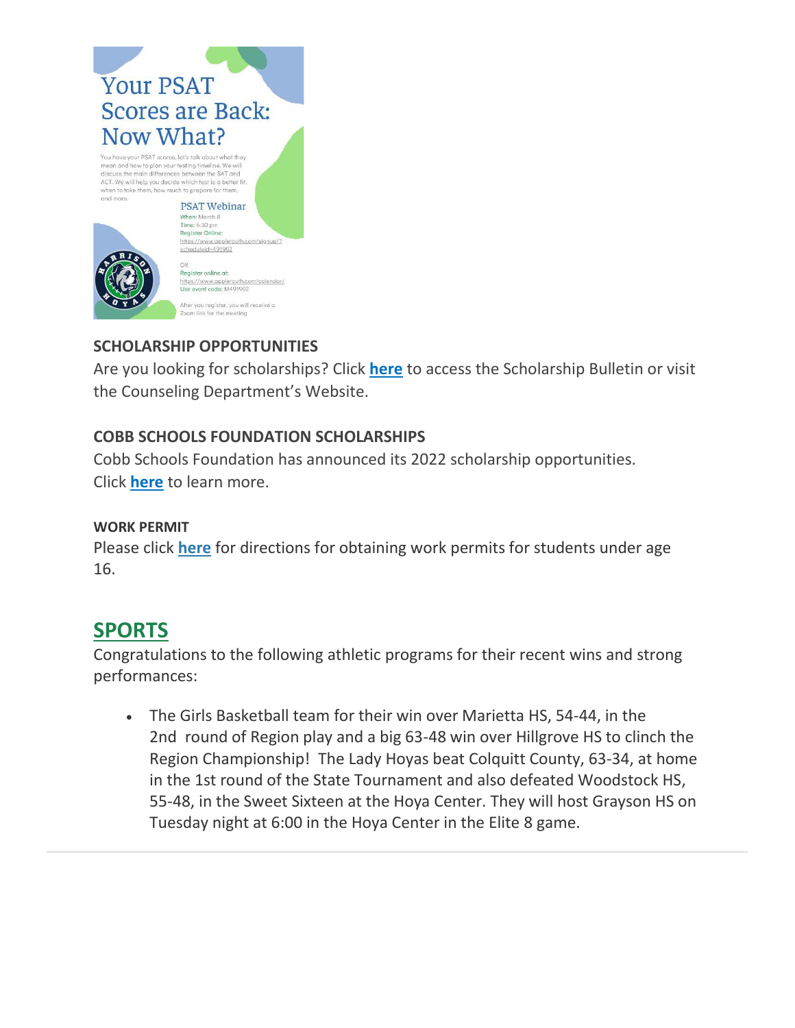# Your PSAT Scores are Back: Now What?

You have your PSAT scores, let's talk about what they mean and how to plan your testing timeline. We will discuss the main differences between the SAT and ACT. We will help you decide which test is a better fit, when to take them, how much to prepare for them, and more.

**PSAT Webinar**

When: March 8
Time: 6:30 pm
Register Online:
https://www.applerouth.com/signup/?scheduleid=491902

OR
Register online at:
https://www.applerouth.com/calendar/
Use event code: M491902

After you register, you will receive a Zoom link for the meeting

**SCHOLARSHIP OPPORTUNITIES**

Are you looking for scholarships? Click **here** to access the Scholarship Bulletin or visit the Counseling Department's Website.

**COBB SCHOOLS FOUNDATION SCHOLARSHIPS**

Cobb Schools Foundation has announced its 2022 scholarship opportunities. Click **here** to learn more.

**WORK PERMIT**

Please click **here** for directions for obtaining work permits for students under age 16.

## SPORTS

Congratulations to the following athletic programs for their recent wins and strong performances:

- The Girls Basketball team for their win over Marietta HS, 54-44, in the 2nd round of Region play and a big 63-48 win over Hillgrove HS to clinch the Region Championship! The Lady Hoyas beat Colquitt County, 63-34, at home in the 1st round of the State Tournament and also defeated Woodstock HS, 55-48, in the Sweet Sixteen at the Hoya Center. They will host Grayson HS on Tuesday night at 6:00 in the Hoya Center in the Elite 8 game.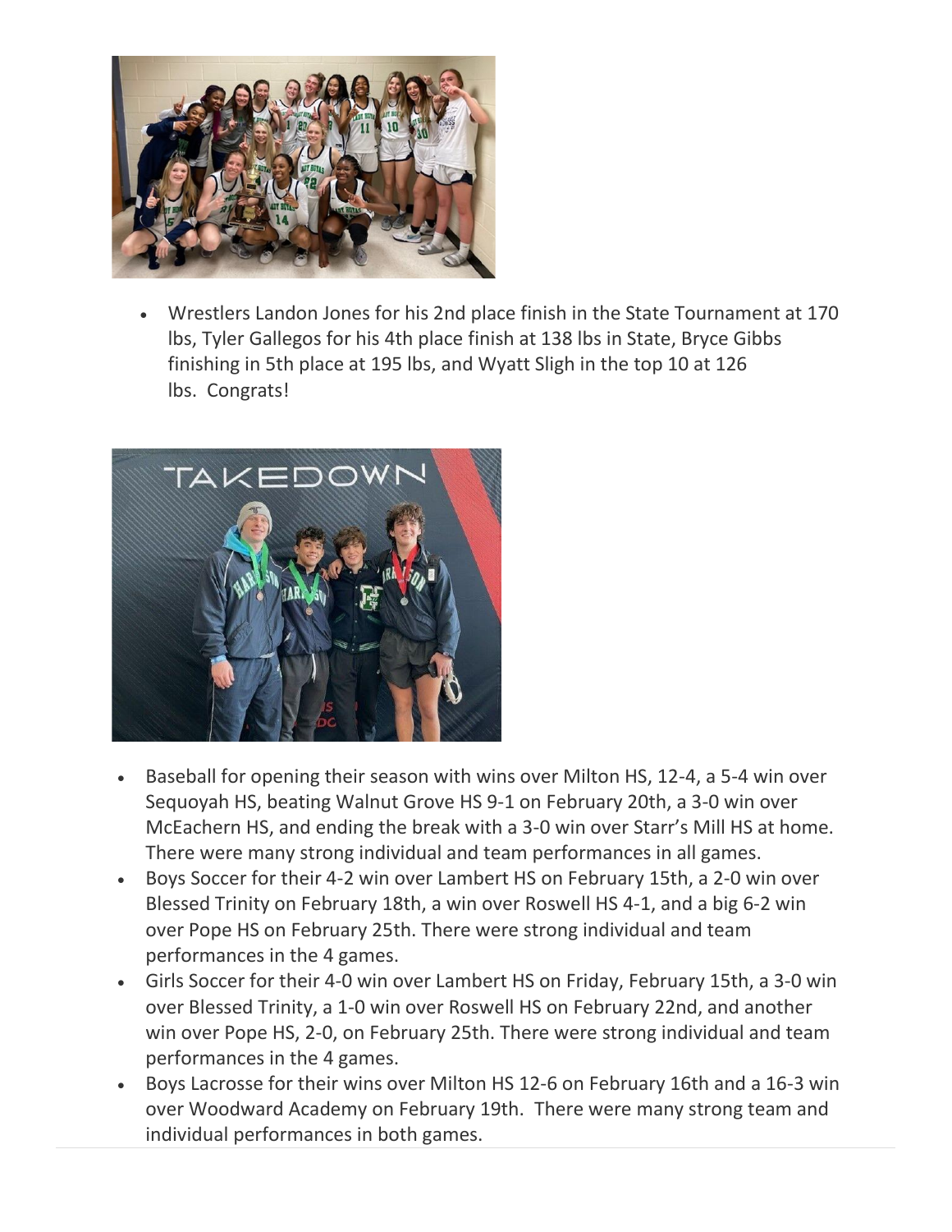- Wrestlers Landon Jones for his 2nd place finish in the State Tournament at 170 lbs, Tyler Gallegos for his 4th place finish at 138 lbs in State, Bryce Gibbs finishing in 5th place at 195 lbs, and Wyatt Sligh in the top 10 at 126 lbs. Congrats!

- Baseball for opening their season with wins over Milton HS, 12-4, a 5-4 win over Sequoyah HS, beating Walnut Grove HS 9-1 on February 20th, a 3-0 win over McEachern HS, and ending the break with a 3-0 win over Starr's Mill HS at home. There were many strong individual and team performances in all games.
- Boys Soccer for their 4-2 win over Lambert HS on February 15th, a 2-0 win over Blessed Trinity on February 18th, a win over Roswell HS 4-1, and a big 6-2 win over Pope HS on February 25th. There were strong individual and team performances in the 4 games.
- Girls Soccer for their 4-0 win over Lambert HS on Friday, February 15th, a 3-0 win over Blessed Trinity, a 1-0 win over Roswell HS on February 22nd, and another win over Pope HS, 2-0, on February 25th. There were strong individual and team performances in the 4 games.
- Boys Lacrosse for their wins over Milton HS 12-6 on February 16th and a 16-3 win over Woodward Academy on February 19th. There were many strong team and individual performances in both games.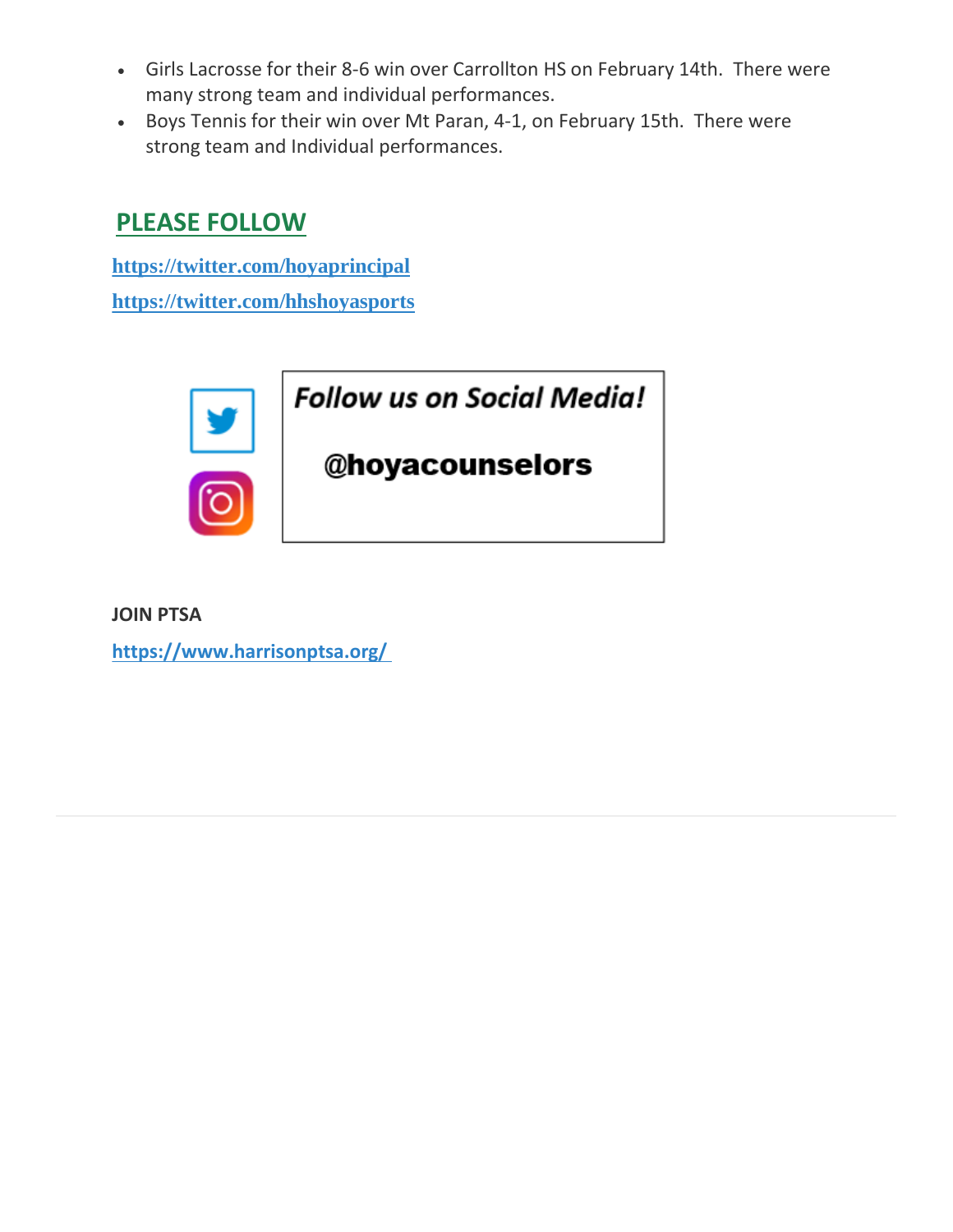- Girls Lacrosse for their 8-6 win over Carrollton HS on February 14th.  There were many strong team and individual performances.
- Boys Tennis for their win over Mt Paran, 4-1, on February 15th.  There were strong team and Individual performances.

## PLEASE FOLLOW

**https://twitter.com/hoyaprincipal**

**https://twitter.com/hhshoyasports**

***Follow us on Social Media!***

**@hoyacounselors**

**JOIN PTSA**

**https://www.harrisonptsa.org/**